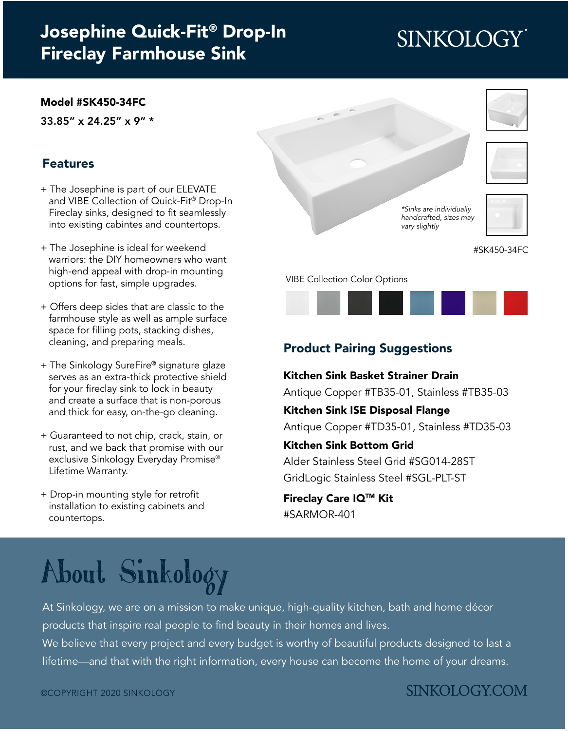# Josephine Quick-Fit® Drop-In Fireclay Farmhouse Sink

SINKOLOGY

**Model #SK450-34FC**

**33.85" x 24.25" x 9" ***

## Features

- + The Josephine is part of our ELEVATE and VIBE Collection of Quick-Fit® Drop-In Fireclay sinks, designed to fit seamlessly into existing cabintes and countertops.
- + The Josephine is ideal for weekend warriors: the DIY homeowners who want high-end appeal with drop-in mounting options for fast, simple upgrades.
- + Offers deep sides that are classic to the farmhouse style as well as ample surface space for filling pots, stacking dishes, cleaning, and preparing meals.
- + The Sinkology SureFire® signature glaze serves as an extra-thick protective shield for your fireclay sink to lock in beauty and create a surface that is non-porous and thick for easy, on-the-go cleaning.
- + Guaranteed to not chip, crack, stain, or rust, and we back that promise with our exclusive Sinkology Everyday Promise® Lifetime Warranty.
- + Drop-in mounting style for retrofit installation to existing cabinets and countertops.

*\*Sinks are individually handcrafted, sizes may vary slightly*

#SK450-34FC

VIBE Collection Color Options

## Product Pairing Suggestions

**Kitchen Sink Basket Strainer Drain**
Antique Copper #TB35-01, Stainless #TB35-03

**Kitchen Sink ISE Disposal Flange**
Antique Copper #TD35-01, Stainless #TD35-03

**Kitchen Sink Bottom Grid**
Alder Stainless Steel Grid #SG014-28ST
GridLogic Stainless Steel #SGL-PLT-ST

**Fireclay Care IQ™ Kit**
#SARMOR-401

# About Sinkology

At Sinkology, we are on a mission to make unique, high-quality kitchen, bath and home décor products that inspire real people to find beauty in their homes and lives.
We believe that every project and every budget is worthy of beautiful products designed to last a lifetime—and that with the right information, every house can become the home of your dreams.

©COPYRIGHT 2020 SINKOLOGY

SINKOLOGY.COM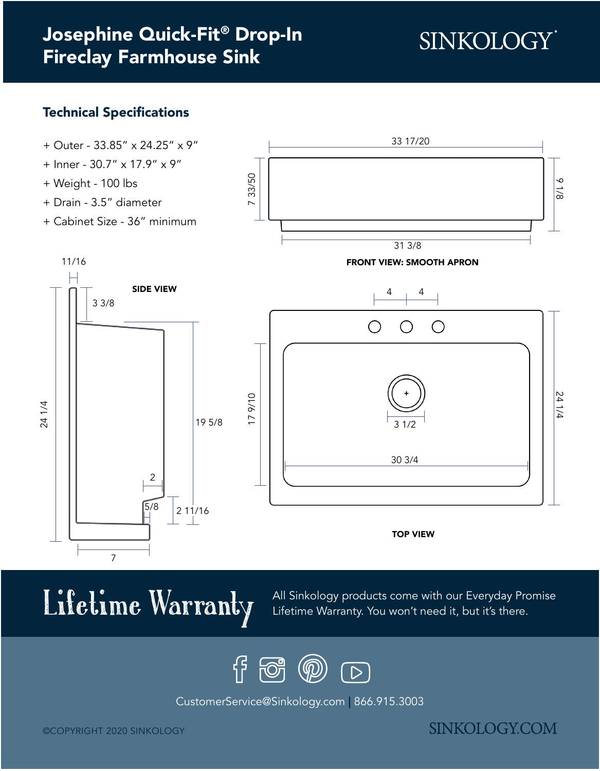# Josephine Quick-Fit® Drop-In Fireclay Farmhouse Sink

SINKOLOGY

## Technical Specifications

+ Outer - 33.85" x 24.25" x 9"
+ Inner - 30.7" x 17.9" x 9"
+ Weight - 100 lbs
+ Drain - 3.5" diameter
+ Cabinet Size - 36" minimum

33 17/20

7 33/50

9 1/8

31 3/8

**FRONT VIEW: SMOOTH APRON**

11/16

**SIDE VIEW**

3 3/8

24 1/4

19 5/8

2

5/8

2 11/16

7

4 4

17 9/10

24 1/4

3 1/2

30 3/4

**TOP VIEW**

## Lifetime Warranty

All Sinkology products come with our Everyday Promise Lifetime Warranty. You won't need it, but it's there.

CustomerService@Sinkology.com | 866.915.3003

©COPYRIGHT 2020 SINKOLOGY

SINKOLOGY.COM